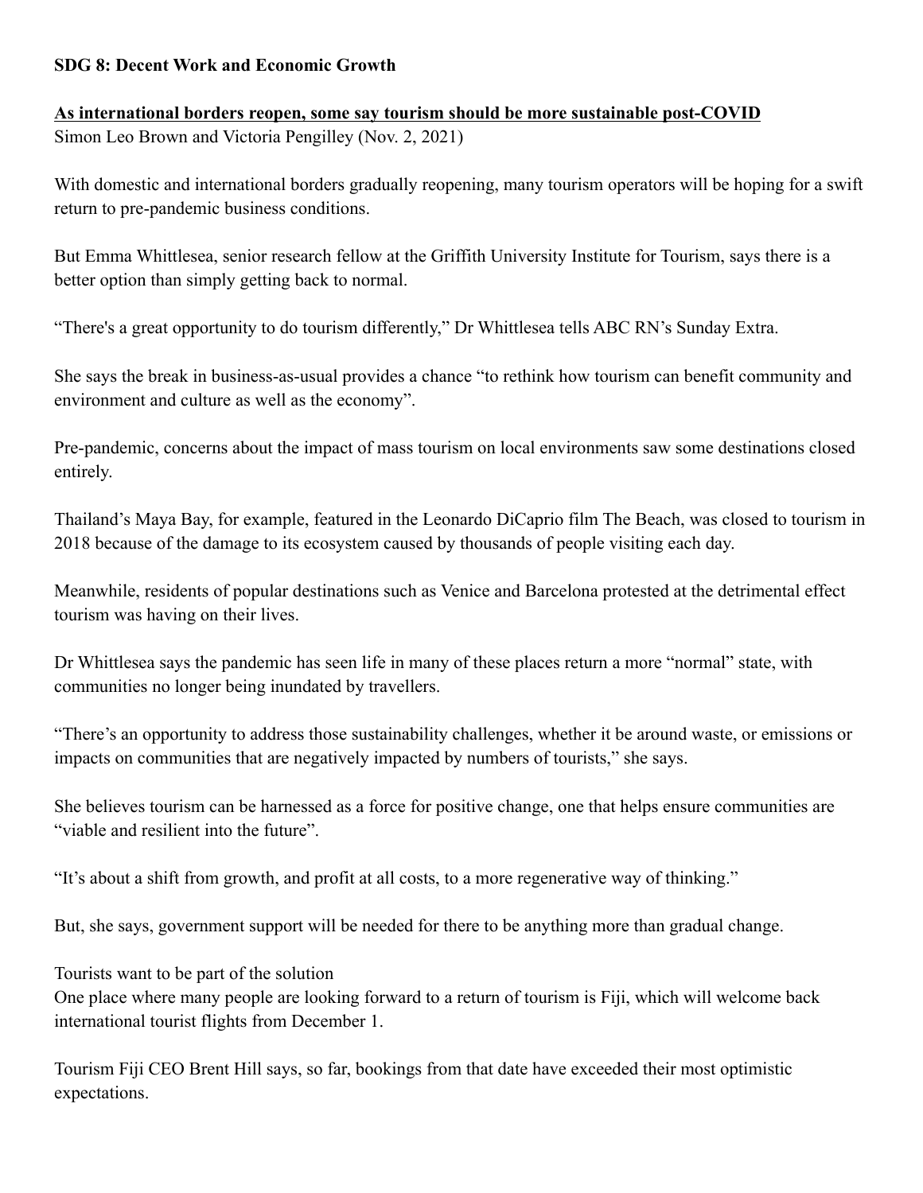**SDG 8: Decent Work and Economic Growth**

**As international borders reopen, some say tourism should be more sustainable post-COVID**

Simon Leo Brown and Victoria Pengilley (Nov. 2, 2021)

With domestic and international borders gradually reopening, many tourism operators will be hoping for a swift return to pre-pandemic business conditions.

But Emma Whittlesea, senior research fellow at the Griffith University Institute for Tourism, says there is a better option than simply getting back to normal.

"There's a great opportunity to do tourism differently," Dr Whittlesea tells ABC RN's Sunday Extra.

She says the break in business-as-usual provides a chance "to rethink how tourism can benefit community and environment and culture as well as the economy".

Pre-pandemic, concerns about the impact of mass tourism on local environments saw some destinations closed entirely.

Thailand's Maya Bay, for example, featured in the Leonardo DiCaprio film The Beach, was closed to tourism in 2018 because of the damage to its ecosystem caused by thousands of people visiting each day.

Meanwhile, residents of popular destinations such as Venice and Barcelona protested at the detrimental effect tourism was having on their lives.

Dr Whittlesea says the pandemic has seen life in many of these places return a more "normal" state, with communities no longer being inundated by travellers.

"There's an opportunity to address those sustainability challenges, whether it be around waste, or emissions or impacts on communities that are negatively impacted by numbers of tourists," she says.

She believes tourism can be harnessed as a force for positive change, one that helps ensure communities are "viable and resilient into the future".

"It's about a shift from growth, and profit at all costs, to a more regenerative way of thinking."

But, she says, government support will be needed for there to be anything more than gradual change.

Tourists want to be part of the solution

One place where many people are looking forward to a return of tourism is Fiji, which will welcome back international tourist flights from December 1.

Tourism Fiji CEO Brent Hill says, so far, bookings from that date have exceeded their most optimistic expectations.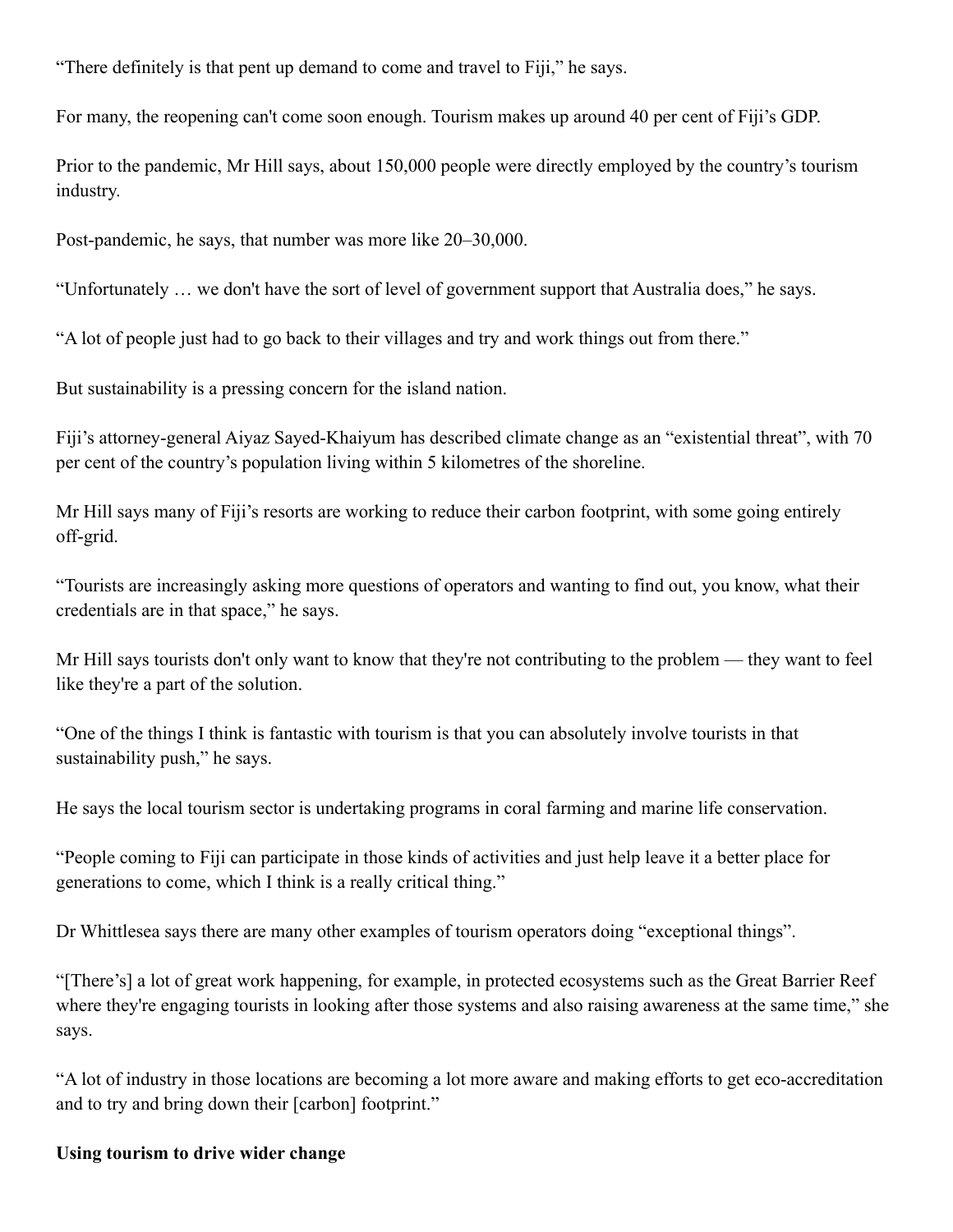"There definitely is that pent up demand to come and travel to Fiji," he says.

For many, the reopening can't come soon enough. Tourism makes up around 40 per cent of Fiji's GDP.

Prior to the pandemic, Mr Hill says, about 150,000 people were directly employed by the country's tourism industry.

Post-pandemic, he says, that number was more like 20–30,000.

"Unfortunately … we don't have the sort of level of government support that Australia does," he says.

"A lot of people just had to go back to their villages and try and work things out from there."

But sustainability is a pressing concern for the island nation.

Fiji's attorney-general Aiyaz Sayed-Khaiyum has described climate change as an "existential threat", with 70 per cent of the country's population living within 5 kilometres of the shoreline.

Mr Hill says many of Fiji's resorts are working to reduce their carbon footprint, with some going entirely off-grid.

"Tourists are increasingly asking more questions of operators and wanting to find out, you know, what their credentials are in that space," he says.

Mr Hill says tourists don't only want to know that they're not contributing to the problem — they want to feel like they're a part of the solution.

"One of the things I think is fantastic with tourism is that you can absolutely involve tourists in that sustainability push," he says.

He says the local tourism sector is undertaking programs in coral farming and marine life conservation.

"People coming to Fiji can participate in those kinds of activities and just help leave it a better place for generations to come, which I think is a really critical thing."

Dr Whittlesea says there are many other examples of tourism operators doing "exceptional things".

"[There's] a lot of great work happening, for example, in protected ecosystems such as the Great Barrier Reef where they're engaging tourists in looking after those systems and also raising awareness at the same time," she says.

"A lot of industry in those locations are becoming a lot more aware and making efforts to get eco-accreditation and to try and bring down their [carbon] footprint."

**Using tourism to drive wider change**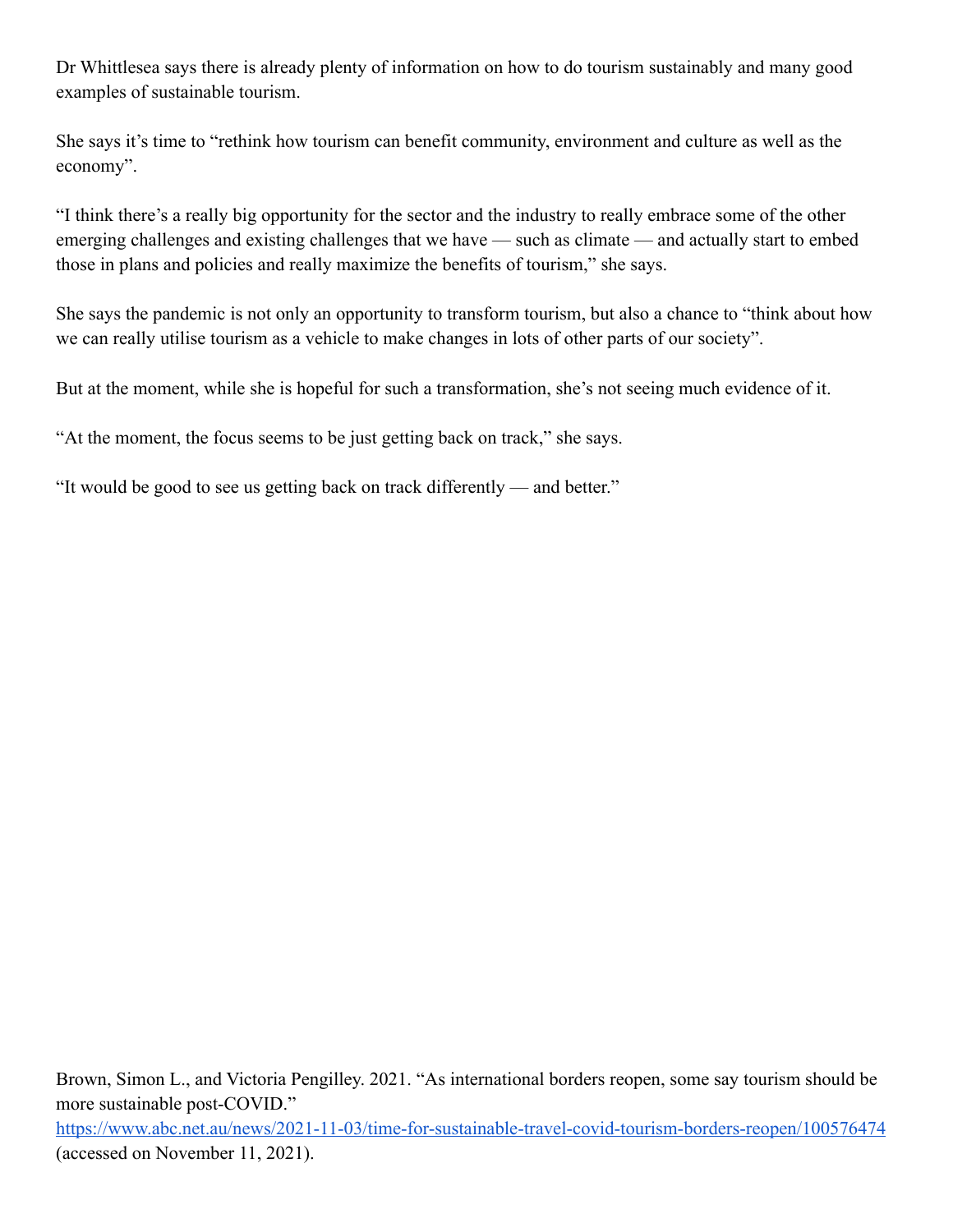Dr Whittlesea says there is already plenty of information on how to do tourism sustainably and many good examples of sustainable tourism.

She says it's time to "rethink how tourism can benefit community, environment and culture as well as the economy".

"I think there's a really big opportunity for the sector and the industry to really embrace some of the other emerging challenges and existing challenges that we have — such as climate — and actually start to embed those in plans and policies and really maximize the benefits of tourism," she says.

She says the pandemic is not only an opportunity to transform tourism, but also a chance to "think about how we can really utilise tourism as a vehicle to make changes in lots of other parts of our society".

But at the moment, while she is hopeful for such a transformation, she's not seeing much evidence of it.

"At the moment, the focus seems to be just getting back on track," she says.

"It would be good to see us getting back on track differently — and better."

Brown, Simon L., and Victoria Pengilley. 2021. "As international borders reopen, some say tourism should be more sustainable post-COVID."
https://www.abc.net.au/news/2021-11-03/time-for-sustainable-travel-covid-tourism-borders-reopen/100576474
(accessed on November 11, 2021).